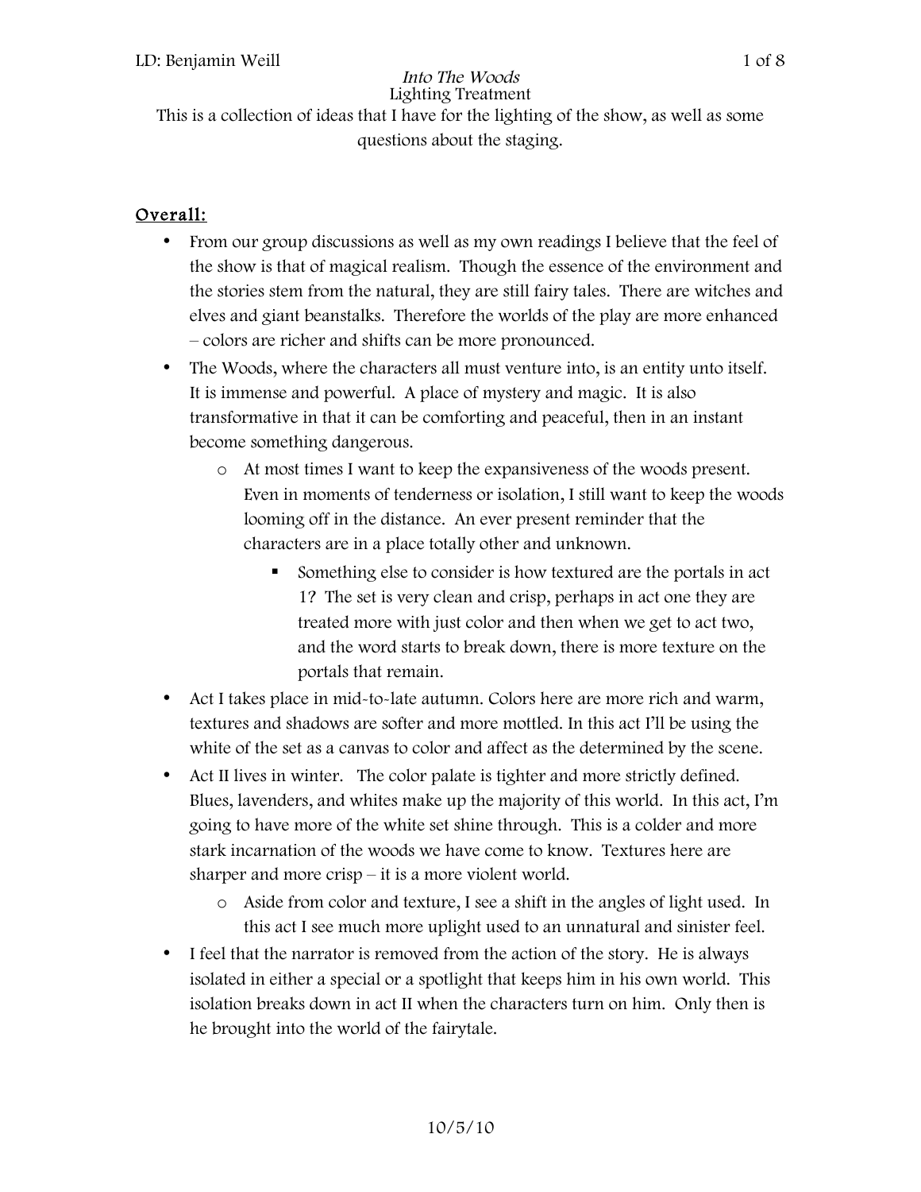*Into The Woods*

Lighting Treatment

This is a collection of ideas that I have for the lighting of the show, as well as some questions about the staging.

## Overall:

- From our group discussions as well as my own readings I believe that the feel of the show is that of magical realism. Though the essence of the environment and the stories stem from the natural, they are still fairy tales. There are witches and elves and giant beanstalks. Therefore the worlds of the play are more enhanced – colors are richer and shifts can be more pronounced.
- The Woods, where the characters all must venture into, is an entity unto itself. It is immense and powerful. A place of mystery and magic. It is also transformative in that it can be comforting and peaceful, then in an instant become something dangerous.
  - At most times I want to keep the expansiveness of the woods present. Even in moments of tenderness or isolation, I still want to keep the woods looming off in the distance. An ever present reminder that the characters are in a place totally other and unknown.
    - Something else to consider is how textured are the portals in act 1? The set is very clean and crisp, perhaps in act one they are treated more with just color and then when we get to act two, and the word starts to break down, there is more texture on the portals that remain.
- Act I takes place in mid-to-late autumn. Colors here are more rich and warm, textures and shadows are softer and more mottled. In this act I'll be using the white of the set as a canvas to color and affect as the determined by the scene.
- Act II lives in winter. The color palate is tighter and more strictly defined. Blues, lavenders, and whites make up the majority of this world. In this act, I'm going to have more of the white set shine through. This is a colder and more stark incarnation of the woods we have come to know. Textures here are sharper and more crisp – it is a more violent world.
  - Aside from color and texture, I see a shift in the angles of light used. In this act I see much more uplight used to an unnatural and sinister feel.
- I feel that the narrator is removed from the action of the story. He is always isolated in either a special or a spotlight that keeps him in his own world. This isolation breaks down in act II when the characters turn on him. Only then is he brought into the world of the fairytale.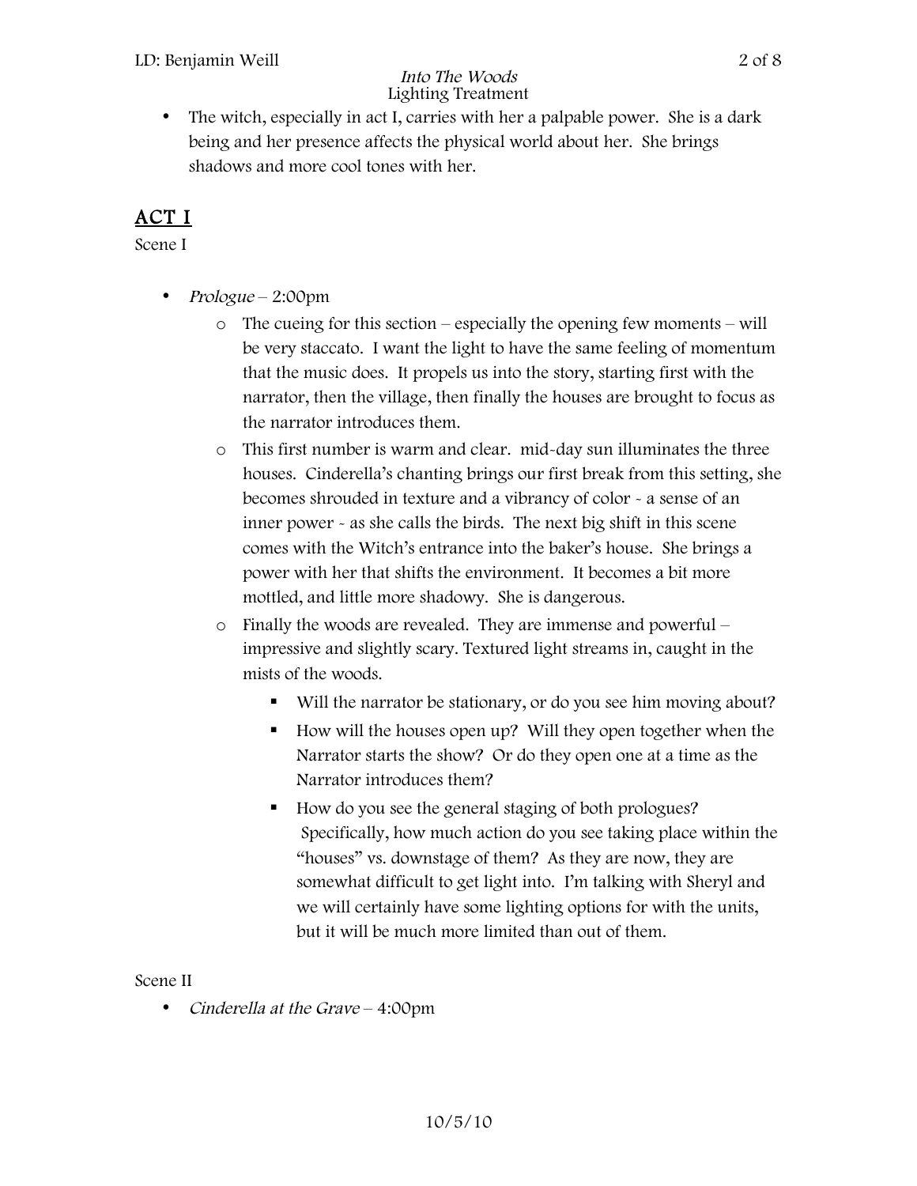- The witch, especially in act I, carries with her a palpable power. She is a dark being and her presence affects the physical world about her. She brings shadows and more cool tones with her.

## ACT I

Scene I

- *Prologue* – 2:00pm
  - The cueing for this section – especially the opening few moments – will be very staccato. I want the light to have the same feeling of momentum that the music does. It propels us into the story, starting first with the narrator, then the village, then finally the houses are brought to focus as the narrator introduces them.
  - This first number is warm and clear. mid-day sun illuminates the three houses. Cinderella's chanting brings our first break from this setting, she becomes shrouded in texture and a vibrancy of color - a sense of an inner power - as she calls the birds. The next big shift in this scene comes with the Witch's entrance into the baker's house. She brings a power with her that shifts the environment. It becomes a bit more mottled, and little more shadowy. She is dangerous.
  - Finally the woods are revealed. They are immense and powerful – impressive and slightly scary. Textured light streams in, caught in the mists of the woods.
    - Will the narrator be stationary, or do you see him moving about?
    - How will the houses open up? Will they open together when the Narrator starts the show? Or do they open one at a time as the Narrator introduces them?
    - How do you see the general staging of both prologues? Specifically, how much action do you see taking place within the "houses" vs. downstage of them? As they are now, they are somewhat difficult to get light into. I'm talking with Sheryl and we will certainly have some lighting options for with the units, but it will be much more limited than out of them.

Scene II

- *Cinderella at the Grave* – 4:00pm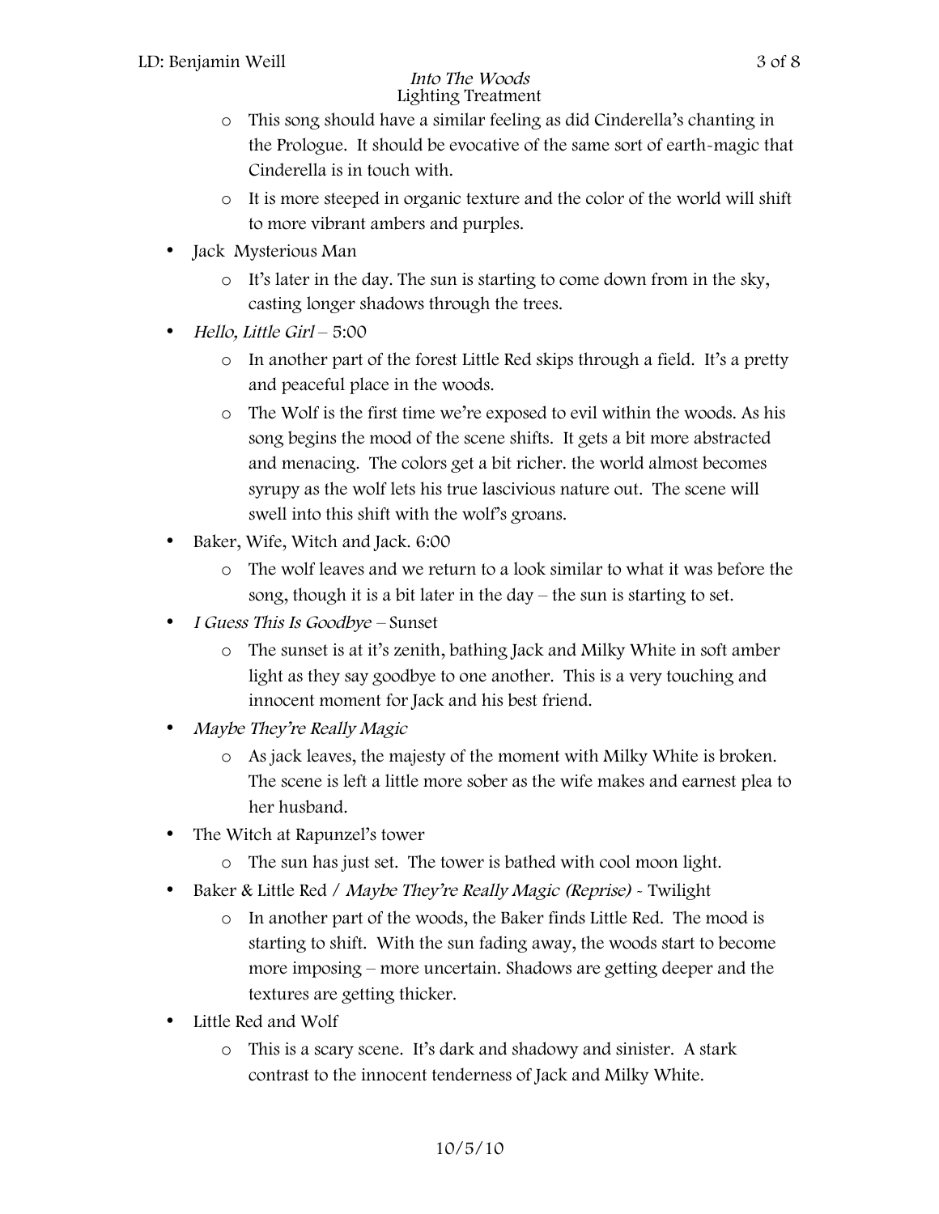- This song should have a similar feeling as did Cinderella's chanting in the Prologue. It should be evocative of the same sort of earth-magic that Cinderella is in touch with.
  - It is more steeped in organic texture and the color of the world will shift to more vibrant ambers and purples.
- Jack Mysterious Man
  - It's later in the day. The sun is starting to come down from in the sky, casting longer shadows through the trees.
- *Hello, Little Girl* – 5:00
  - In another part of the forest Little Red skips through a field. It's a pretty and peaceful place in the woods.
  - The Wolf is the first time we're exposed to evil within the woods. As his song begins the mood of the scene shifts. It gets a bit more abstracted and menacing. The colors get a bit richer. the world almost becomes syrupy as the wolf lets his true lascivious nature out. The scene will swell into this shift with the wolf's groans.
- Baker, Wife, Witch and Jack. 6:00
  - The wolf leaves and we return to a look similar to what it was before the song, though it is a bit later in the day – the sun is starting to set.
- *I Guess This Is Goodbye* – Sunset
  - The sunset is at it's zenith, bathing Jack and Milky White in soft amber light as they say goodbye to one another. This is a very touching and innocent moment for Jack and his best friend.
- *Maybe They're Really Magic*
  - As jack leaves, the majesty of the moment with Milky White is broken. The scene is left a little more sober as the wife makes and earnest plea to her husband.
- The Witch at Rapunzel's tower
  - The sun has just set. The tower is bathed with cool moon light.
- Baker & Little Red / *Maybe They're Really Magic (Reprise)* - Twilight
  - In another part of the woods, the Baker finds Little Red. The mood is starting to shift. With the sun fading away, the woods start to become more imposing – more uncertain. Shadows are getting deeper and the textures are getting thicker.
- Little Red and Wolf
  - This is a scary scene. It's dark and shadowy and sinister. A stark contrast to the innocent tenderness of Jack and Milky White.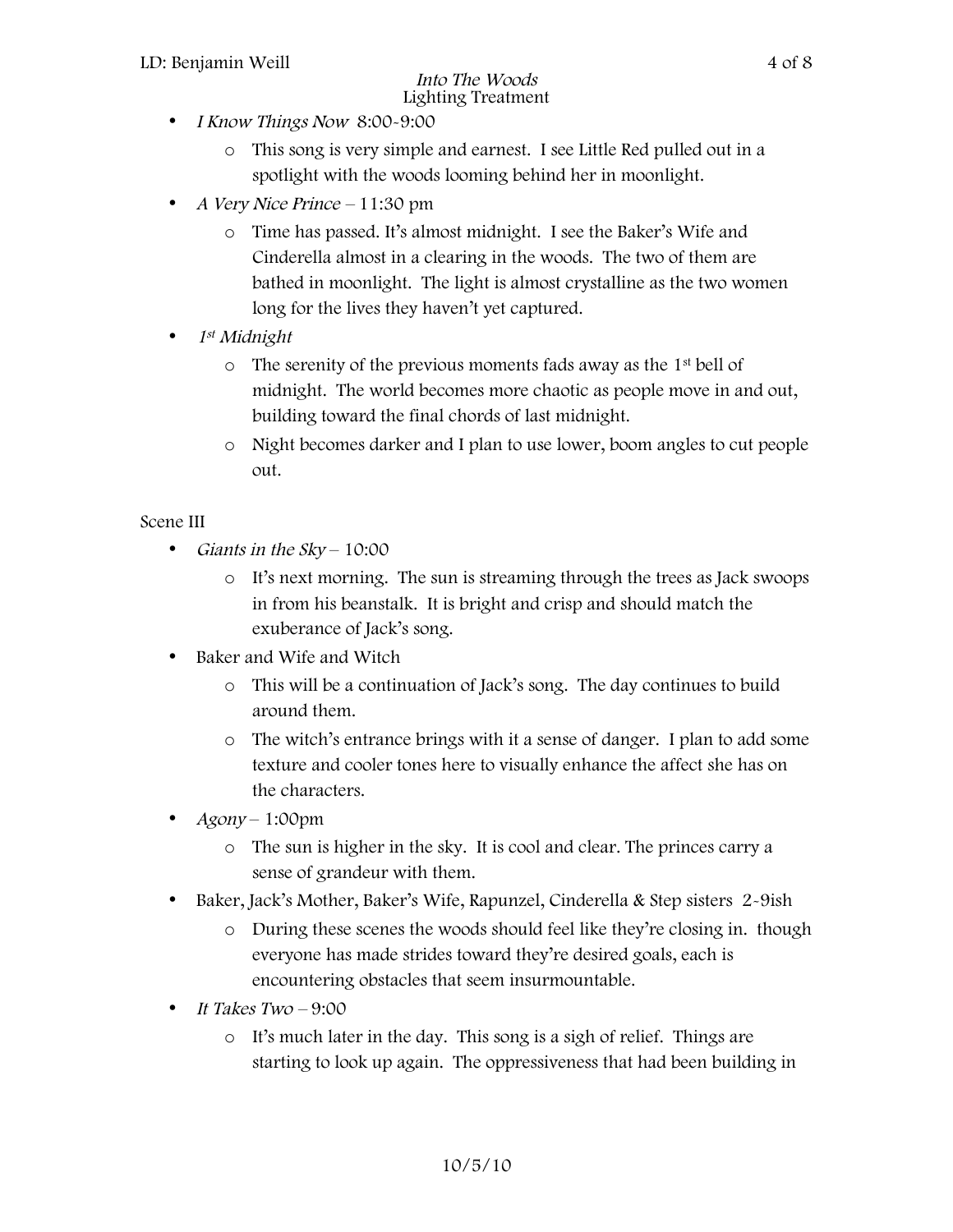- *I Know Things Now* 8:00-9:00
  - This song is very simple and earnest. I see Little Red pulled out in a spotlight with the woods looming behind her in moonlight.
- *A Very Nice Prince* – 11:30 pm
  - Time has passed. It's almost midnight. I see the Baker's Wife and Cinderella almost in a clearing in the woods. The two of them are bathed in moonlight. The light is almost crystalline as the two women long for the lives they haven't yet captured.
- *1st Midnight*
  - The serenity of the previous moments fads away as the 1st bell of midnight. The world becomes more chaotic as people move in and out, building toward the final chords of last midnight.
  - Night becomes darker and I plan to use lower, boom angles to cut people out.

Scene III

- *Giants in the Sky* – 10:00
  - It's next morning. The sun is streaming through the trees as Jack swoops in from his beanstalk. It is bright and crisp and should match the exuberance of Jack's song.
- Baker and Wife and Witch
  - This will be a continuation of Jack's song. The day continues to build around them.
  - The witch's entrance brings with it a sense of danger. I plan to add some texture and cooler tones here to visually enhance the affect she has on the characters.
- *Agony* – 1:00pm
  - The sun is higher in the sky. It is cool and clear. The princes carry a sense of grandeur with them.
- Baker, Jack's Mother, Baker's Wife, Rapunzel, Cinderella & Step sisters 2-9ish
  - During these scenes the woods should feel like they're closing in. though everyone has made strides toward they're desired goals, each is encountering obstacles that seem insurmountable.
- *It Takes Two* – 9:00
  - It's much later in the day. This song is a sigh of relief. Things are starting to look up again. The oppressiveness that had been building in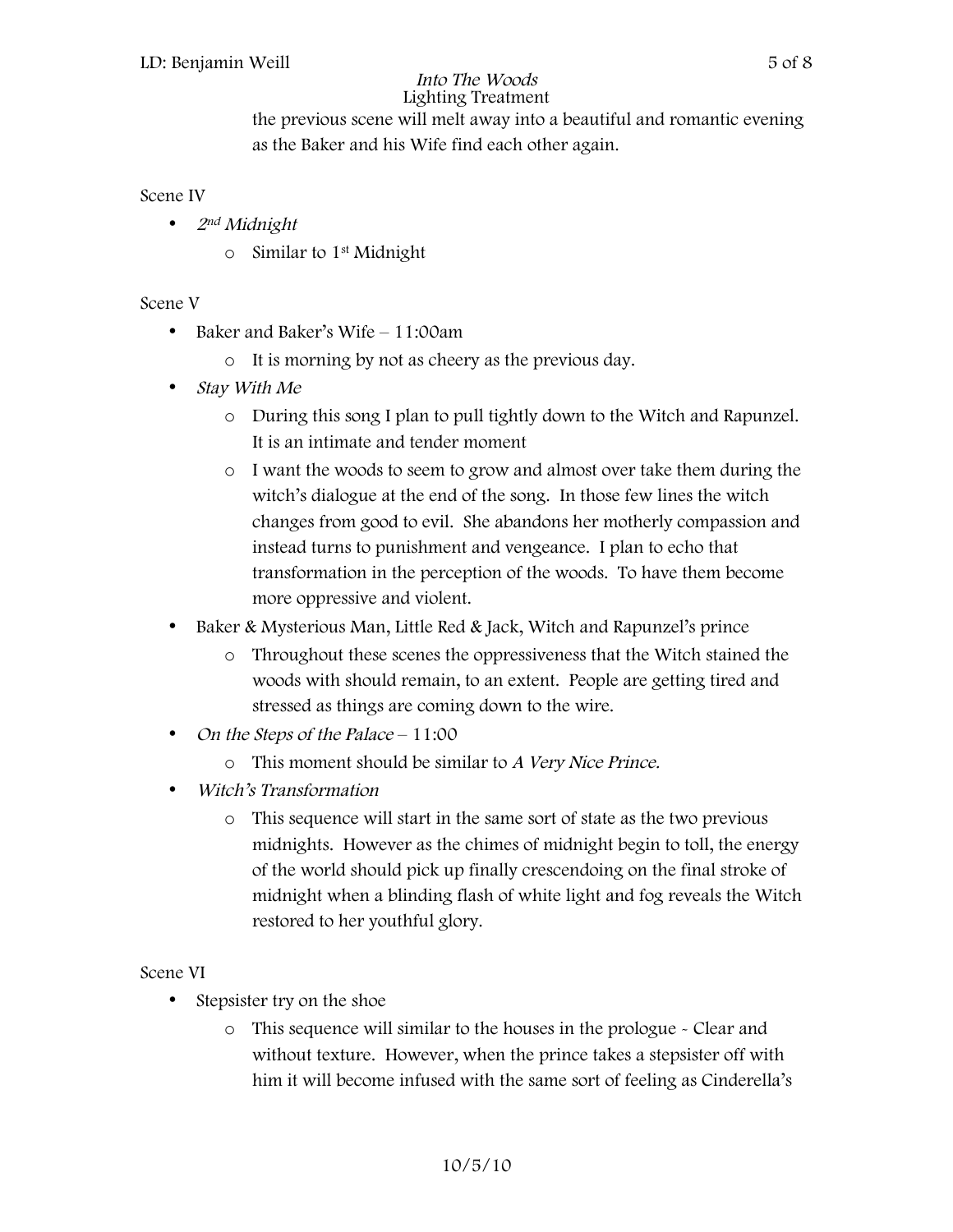the previous scene will melt away into a beautiful and romantic evening as the Baker and his Wife find each other again.

Scene IV

- *2nd Midnight*
  - Similar to 1st Midnight

Scene V

- Baker and Baker's Wife – 11:00am
  - It is morning by not as cheery as the previous day.
- *Stay With Me*
  - During this song I plan to pull tightly down to the Witch and Rapunzel. It is an intimate and tender moment
  - I want the woods to seem to grow and almost over take them during the witch's dialogue at the end of the song. In those few lines the witch changes from good to evil. She abandons her motherly compassion and instead turns to punishment and vengeance. I plan to echo that transformation in the perception of the woods. To have them become more oppressive and violent.
- Baker & Mysterious Man, Little Red & Jack, Witch and Rapunzel's prince
  - Throughout these scenes the oppressiveness that the Witch stained the woods with should remain, to an extent. People are getting tired and stressed as things are coming down to the wire.
- *On the Steps of the Palace* – 11:00
  - This moment should be similar to *A Very Nice Prince.*
- *Witch's Transformation*
  - This sequence will start in the same sort of state as the two previous midnights. However as the chimes of midnight begin to toll, the energy of the world should pick up finally crescendoing on the final stroke of midnight when a blinding flash of white light and fog reveals the Witch restored to her youthful glory.

Scene VI

- Stepsister try on the shoe
  - This sequence will similar to the houses in the prologue - Clear and without texture. However, when the prince takes a stepsister off with him it will become infused with the same sort of feeling as Cinderella's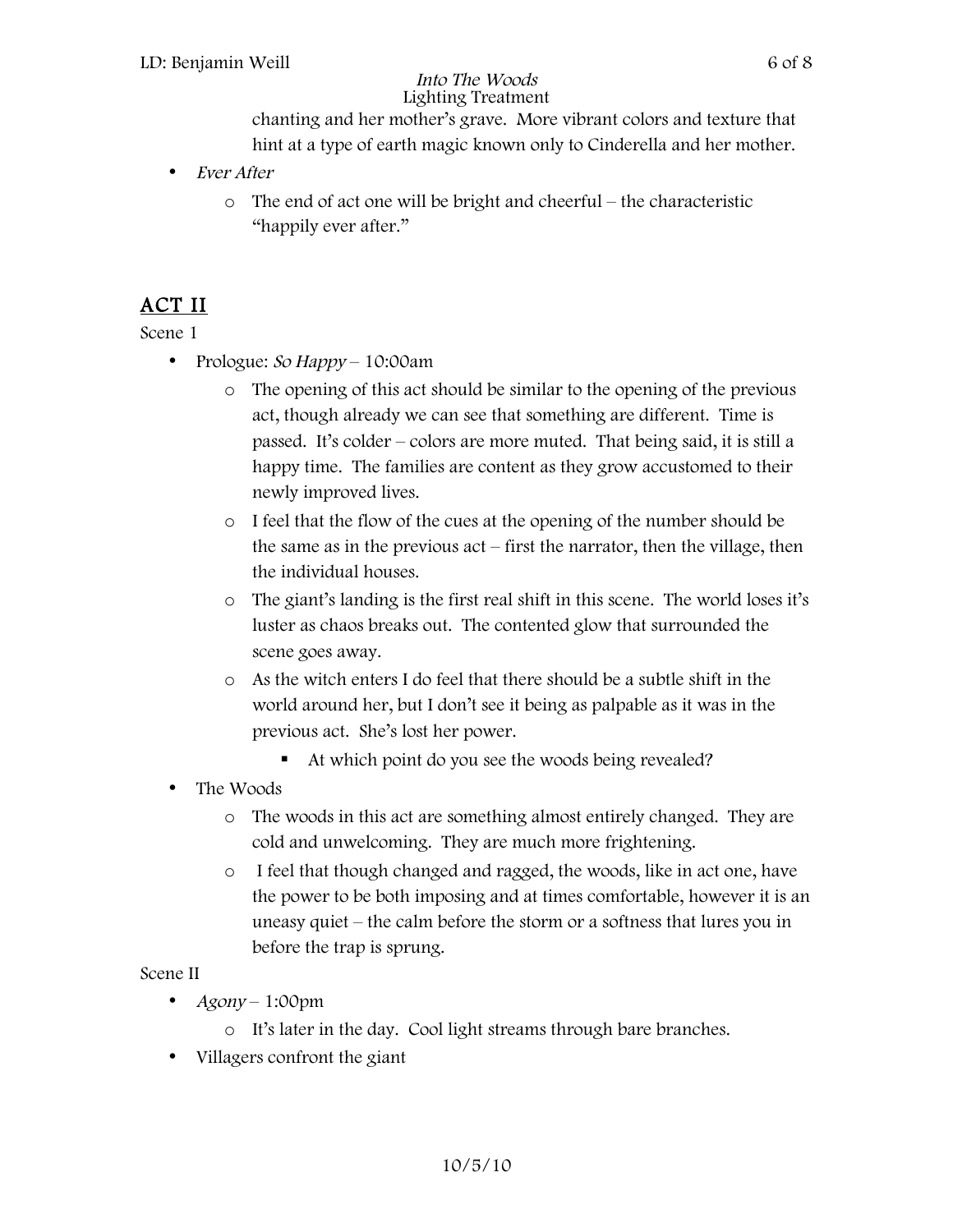chanting and her mother's grave. More vibrant colors and texture that hint at a type of earth magic known only to Cinderella and her mother.

- *Ever After*
  - The end of act one will be bright and cheerful – the characteristic "happily ever after."

## <u>ACT II</u>

Scene 1

- Prologue: *So Happy* – 10:00am
  - The opening of this act should be similar to the opening of the previous act, though already we can see that something are different. Time is passed. It's colder – colors are more muted. That being said, it is still a happy time. The families are content as they grow accustomed to their newly improved lives.
  - I feel that the flow of the cues at the opening of the number should be the same as in the previous act – first the narrator, then the village, then the individual houses.
  - The giant's landing is the first real shift in this scene. The world loses it's luster as chaos breaks out. The contented glow that surrounded the scene goes away.
  - As the witch enters I do feel that there should be a subtle shift in the world around her, but I don't see it being as palpable as it was in the previous act. She's lost her power.
    - At which point do you see the woods being revealed?
- The Woods
  - The woods in this act are something almost entirely changed. They are cold and unwelcoming. They are much more frightening.
  - I feel that though changed and ragged, the woods, like in act one, have the power to be both imposing and at times comfortable, however it is an uneasy quiet – the calm before the storm or a softness that lures you in before the trap is sprung.

Scene II

- *Agony* – 1:00pm
  - It's later in the day. Cool light streams through bare branches.
- Villagers confront the giant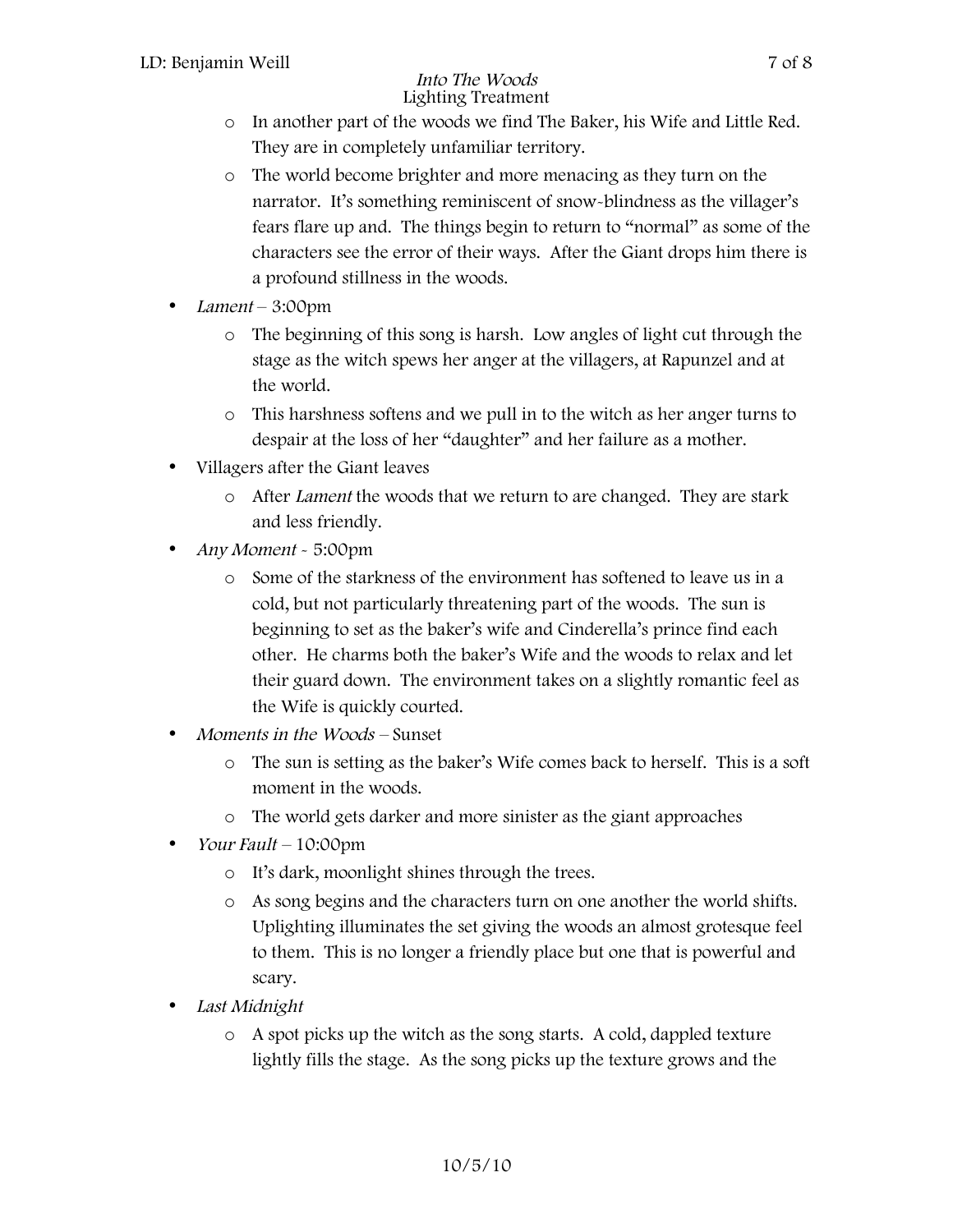- In another part of the woods we find The Baker, his Wife and Little Red. They are in completely unfamiliar territory.
- The world become brighter and more menacing as they turn on the narrator. It's something reminiscent of snow-blindness as the villager's fears flare up and. The things begin to return to "normal" as some of the characters see the error of their ways. After the Giant drops him there is a profound stillness in the woods.

- *Lament* – 3:00pm
  - The beginning of this song is harsh. Low angles of light cut through the stage as the witch spews her anger at the villagers, at Rapunzel and at the world.
  - This harshness softens and we pull in to the witch as her anger turns to despair at the loss of her "daughter" and her failure as a mother.
- Villagers after the Giant leaves
  - After *Lament* the woods that we return to are changed. They are stark and less friendly.
- *Any Moment* - 5:00pm
  - Some of the starkness of the environment has softened to leave us in a cold, but not particularly threatening part of the woods. The sun is beginning to set as the baker's wife and Cinderella's prince find each other. He charms both the baker's Wife and the woods to relax and let their guard down. The environment takes on a slightly romantic feel as the Wife is quickly courted.
- *Moments in the Woods* – Sunset
  - The sun is setting as the baker's Wife comes back to herself. This is a soft moment in the woods.
  - The world gets darker and more sinister as the giant approaches
- *Your Fault* – 10:00pm
  - It's dark, moonlight shines through the trees.
  - As song begins and the characters turn on one another the world shifts. Uplighting illuminates the set giving the woods an almost grotesque feel to them. This is no longer a friendly place but one that is powerful and scary.
- *Last Midnight*
  - A spot picks up the witch as the song starts. A cold, dappled texture lightly fills the stage. As the song picks up the texture grows and the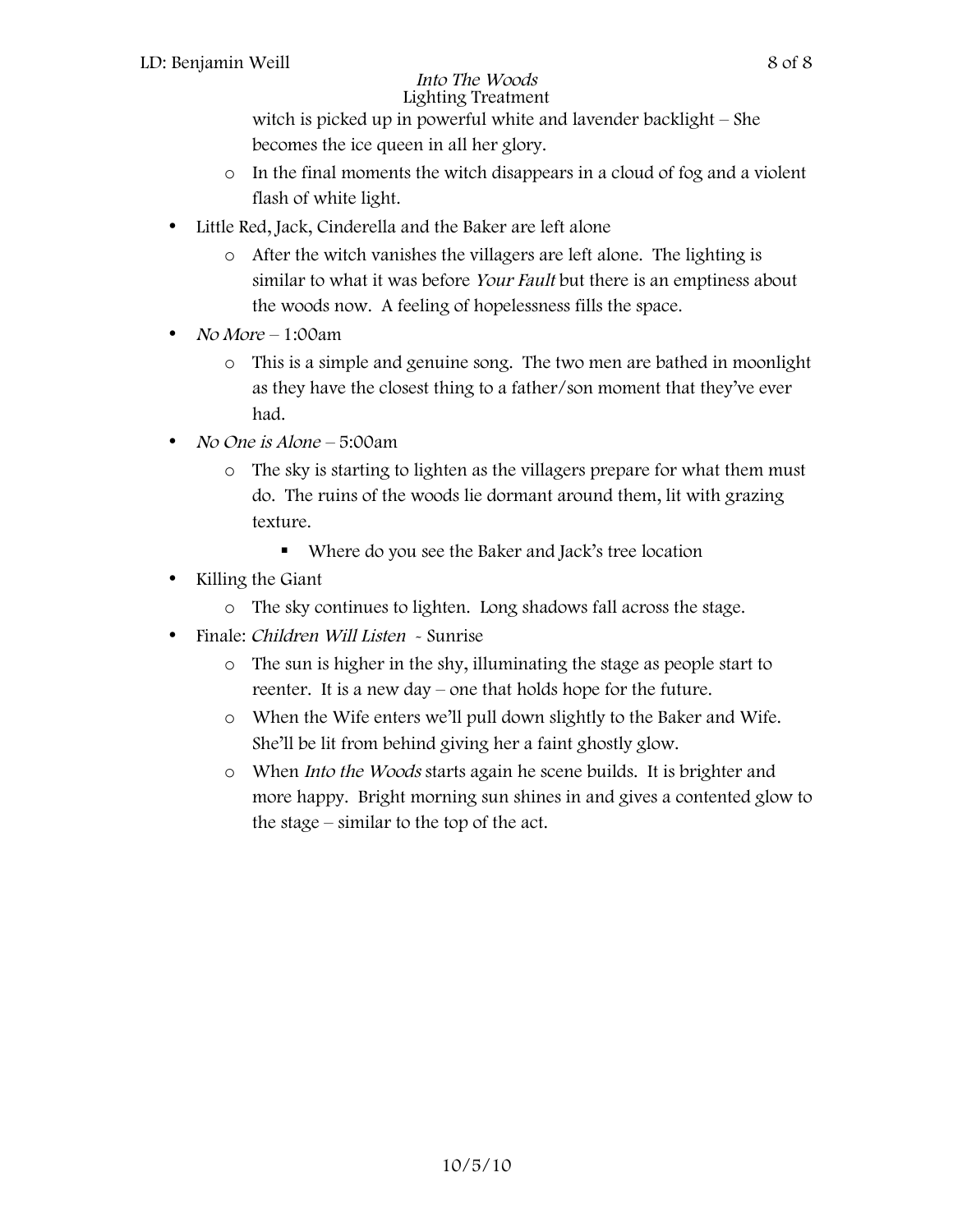witch is picked up in powerful white and lavender backlight – She becomes the ice queen in all her glory.

- In the final moments the witch disappears in a cloud of fog and a violent flash of white light.

- Little Red, Jack, Cinderella and the Baker are left alone
  - After the witch vanishes the villagers are left alone. The lighting is similar to what it was before *Your Fault* but there is an emptiness about the woods now. A feeling of hopelessness fills the space.
- *No More* – 1:00am
  - This is a simple and genuine song. The two men are bathed in moonlight as they have the closest thing to a father/son moment that they've ever had.
- *No One is Alone* – 5:00am
  - The sky is starting to lighten as the villagers prepare for what them must do. The ruins of the woods lie dormant around them, lit with grazing texture.
    - Where do you see the Baker and Jack's tree location
- Killing the Giant
  - The sky continues to lighten. Long shadows fall across the stage.
- Finale: *Children Will Listen* - Sunrise
  - The sun is higher in the shy, illuminating the stage as people start to reenter. It is a new day – one that holds hope for the future.
  - When the Wife enters we'll pull down slightly to the Baker and Wife. She'll be lit from behind giving her a faint ghostly glow.
  - When *Into the Woods* starts again he scene builds. It is brighter and more happy. Bright morning sun shines in and gives a contented glow to the stage – similar to the top of the act.